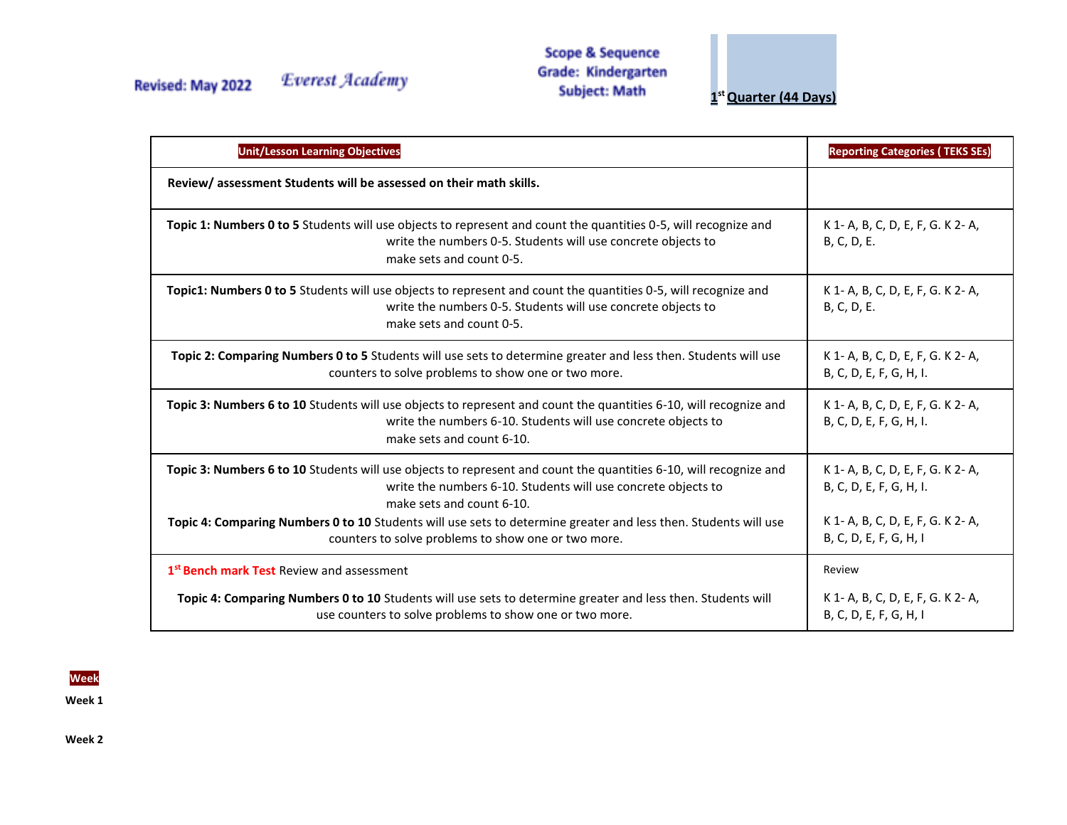Revised: May 2022 *Everest Academy*

**Scope & Sequence**
**Grade: Kindergarten**
**Subject: Math**

**1st Quarter (44 Days)**

| Unit/Lesson Learning Objectives | Reporting Categories ( TEKS SEs) |
|---|---|
| **Review/ assessment Students will be assessed on their math skills.** | |
| **Topic 1: Numbers 0 to 5** Students will use objects to represent and count the quantities 0-5, will recognize and write the numbers 0-5. Students will use concrete objects to make sets and count 0-5. | K 1- A, B, C, D, E, F, G. K 2- A, B, C, D, E. |
| **Topic1: Numbers 0 to 5** Students will use objects to represent and count the quantities 0-5, will recognize and write the numbers 0-5. Students will use concrete objects to make sets and count 0-5. | K 1- A, B, C, D, E, F, G. K 2- A, B, C, D, E. |
| **Topic 2: Comparing Numbers 0 to 5** Students will use sets to determine greater and less then. Students will use counters to solve problems to show one or two more. | K 1- A, B, C, D, E, F, G. K 2- A, B, C, D, E, F, G, H, I. |
| **Topic 3: Numbers 6 to 10** Students will use objects to represent and count the quantities 6-10, will recognize and write the numbers 6-10. Students will use concrete objects to make sets and count 6-10. | K 1- A, B, C, D, E, F, G. K 2- A, B, C, D, E, F, G, H, I. |
| **Topic 3: Numbers 6 to 10** Students will use objects to represent and count the quantities 6-10, will recognize and write the numbers 6-10. Students will use concrete objects to make sets and count 6-10. **Topic 4: Comparing Numbers 0 to 10** Students will use sets to determine greater and less then. Students will use counters to solve problems to show one or two more. | K 1- A, B, C, D, E, F, G. K 2- A, B, C, D, E, F, G, H, I. K 1- A, B, C, D, E, F, G. K 2- A, B, C, D, E, F, G, H, I |
| **1st Bench mark Test** Review and assessment **Topic 4: Comparing Numbers 0 to 10** Students will use sets to determine greater and less then. Students will use counters to solve problems to show one or two more. | Review K 1- A, B, C, D, E, F, G. K 2- A, B, C, D, E, F, G, H, I |

**Week**

**Week 1**

**Week 2**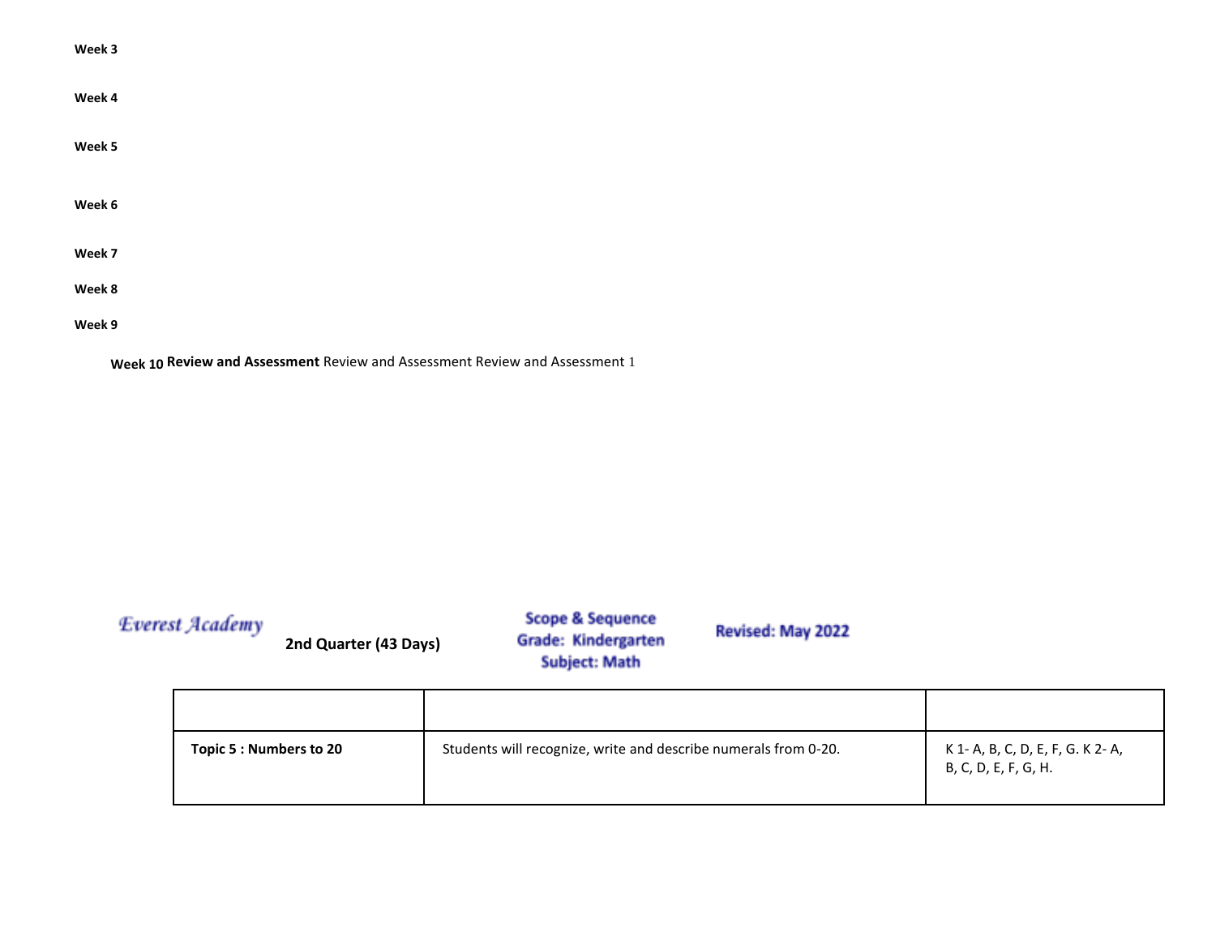**Week 3**

**Week 4**

**Week 5**

**Week 6**

**Week 7**

**Week 8**

**Week 9**

**Week 10** **Review and Assessment** Review and Assessment Review and Assessment 1

Everest Academy

**2nd Quarter (43 Days)**

**Scope & Sequence**
**Grade: Kindergarten**
**Subject: Math**

**Revised: May 2022**

| | | |
|---|---|---|
| **Topic 5 : Numbers to 20** | Students will recognize, write and describe numerals from 0-20. | K 1- A, B, C, D, E, F, G. K 2- A, B, C, D, E, F, G, H. |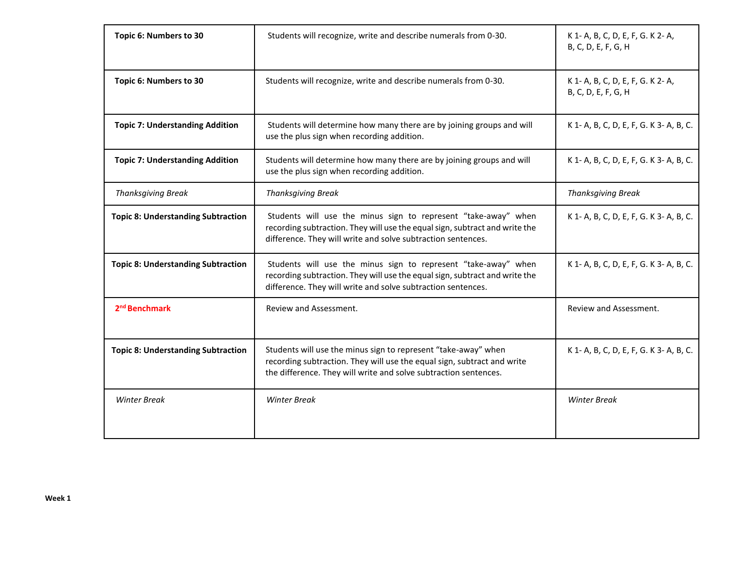| **Topic 6: Numbers to 30** | Students will recognize, write and describe numerals from 0-30. | K 1- A, B, C, D, E, F, G. K 2- A, B, C, D, E, F, G, H |
| --- | --- | --- |
| **Topic 6: Numbers to 30** | Students will recognize, write and describe numerals from 0-30. | K 1- A, B, C, D, E, F, G. K 2- A, B, C, D, E, F, G, H |
| **Topic 7: Understanding Addition** | Students will determine how many there are by joining groups and will use the plus sign when recording addition. | K 1- A, B, C, D, E, F, G. K 3- A, B, C. |
| **Topic 7: Understanding Addition** | Students will determine how many there are by joining groups and will use the plus sign when recording addition. | K 1- A, B, C, D, E, F, G. K 3- A, B, C. |
| *Thanksgiving Break* | *Thanksgiving Break* | *Thanksgiving Break* |
| **Topic 8: Understanding Subtraction** | Students will use the minus sign to represent "take-away" when recording subtraction. They will use the equal sign, subtract and write the difference. They will write and solve subtraction sentences. | K 1- A, B, C, D, E, F, G. K 3- A, B, C. |
| **Topic 8: Understanding Subtraction** | Students will use the minus sign to represent "take-away" when recording subtraction. They will use the equal sign, subtract and write the difference. They will write and solve subtraction sentences. | K 1- A, B, C, D, E, F, G. K 3- A, B, C. |
| **2nd Benchmark** | Review and Assessment. | Review and Assessment. |
| **Topic 8: Understanding Subtraction** | Students will use the minus sign to represent "take-away" when recording subtraction. They will use the equal sign, subtract and write the difference. They will write and solve subtraction sentences. | K 1- A, B, C, D, E, F, G. K 3- A, B, C. |
| *Winter Break* | *Winter Break* | *Winter Break* |

**Week 1**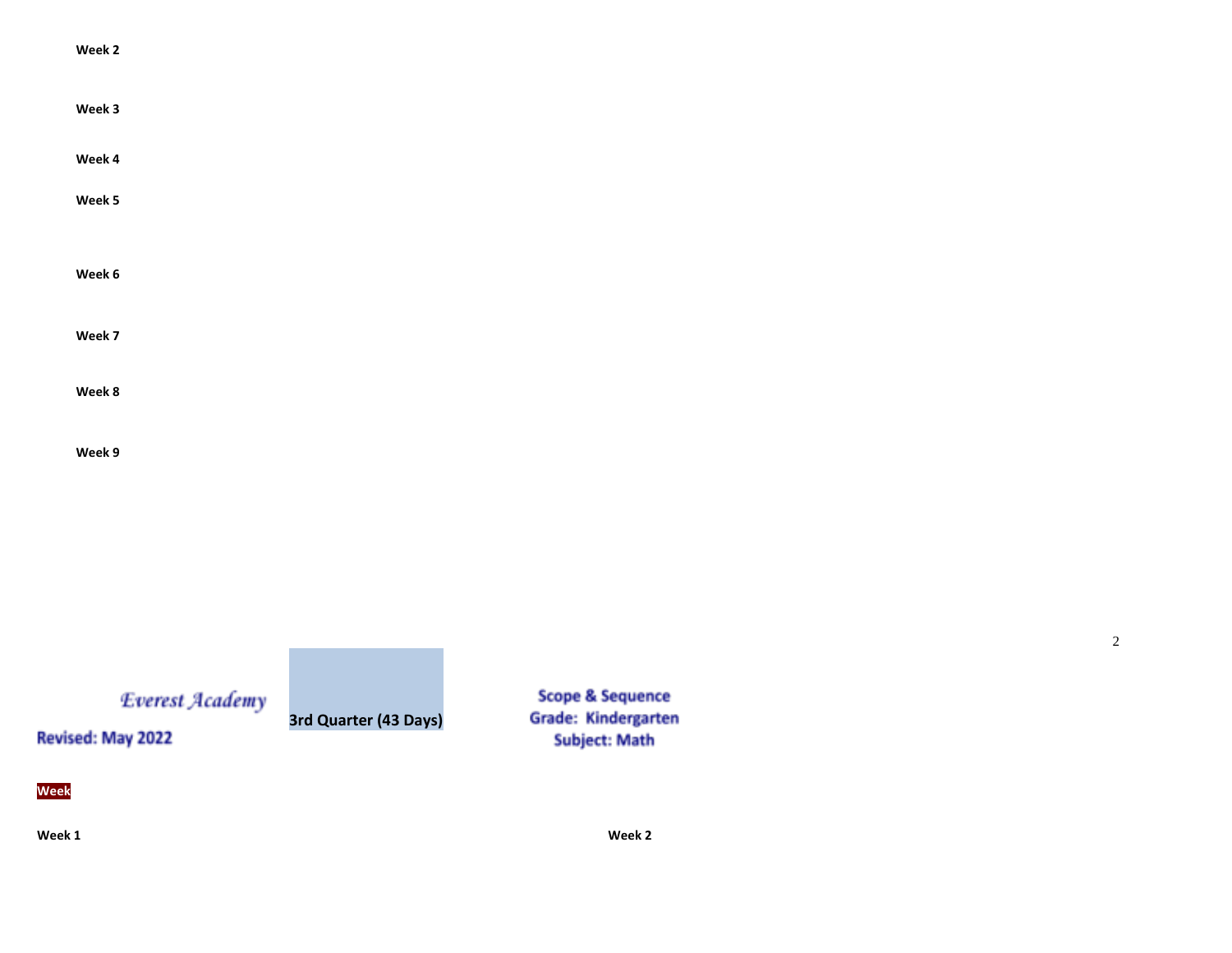**Week 2**

**Week 3**

**Week 4**

**Week 5**

**Week 6**

**Week 7**

**Week 8**

**Week 9**

*Everest Academy*

**Revised: May 2022**

**3rd Quarter (43 Days)**

**Scope & Sequence**
**Grade: Kindergarten**
**Subject: Math**

| **Week** | |
| --- | --- |
| **Week 1** | **Week 2** |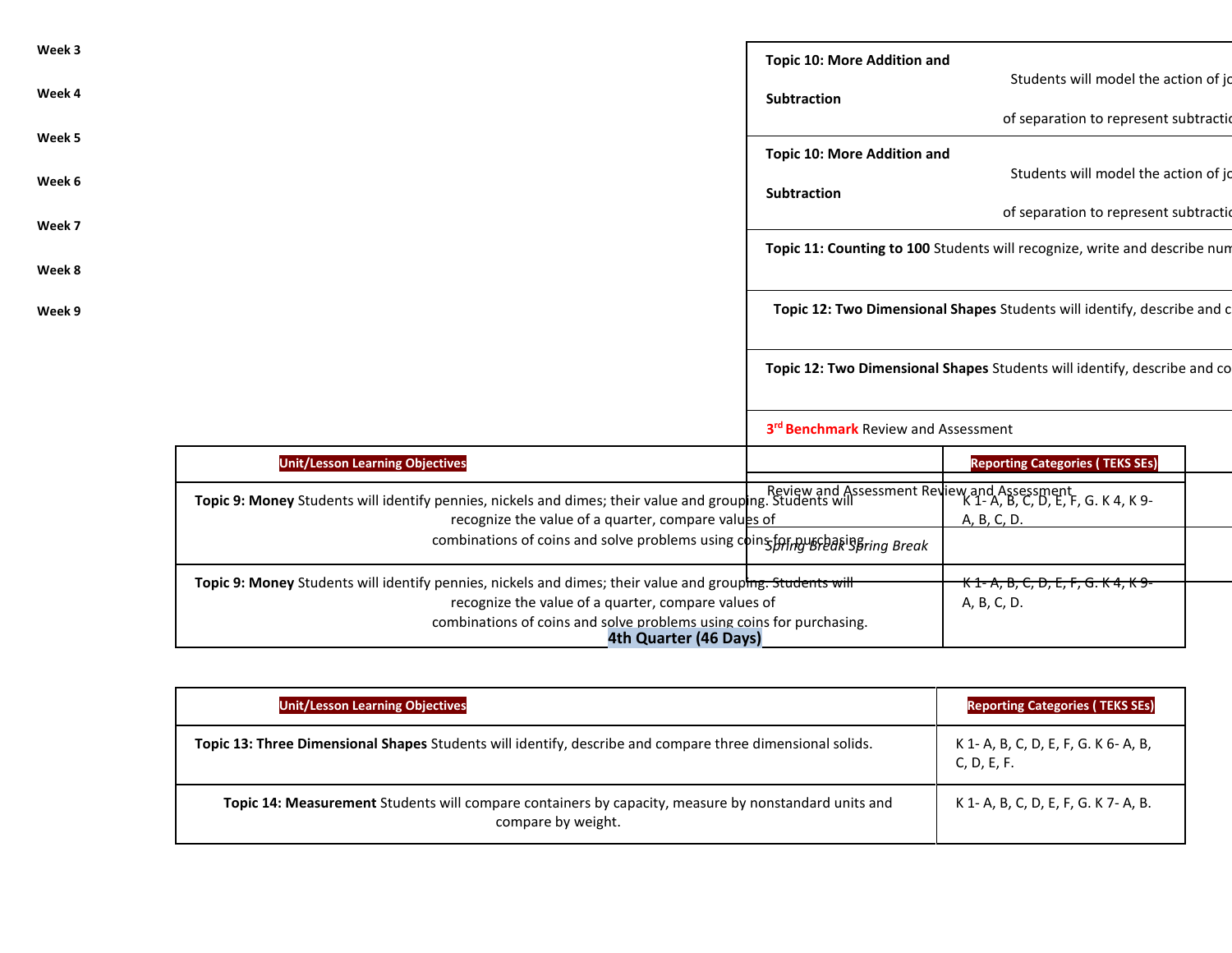Week 3

Week 4

Week 5

Week 6

Week 7

Week 8

Week 9

| Unit/Lesson Learning Objectives | Reporting Categories ( TEKS SEs) |
|---|---|
| **Topic 10: More Addition and Subtraction** Students will model the action of jo... of separation to represent subtractio... | |
| **Topic 10: More Addition and Subtraction** Students will model the action of jo... of separation to represent subtractio... | |
| **Topic 11: Counting to 100** Students will recognize, write and describe num... | |
| **Topic 12: Two Dimensional Shapes** Students will identify, describe and c... | |
| **Topic 12: Two Dimensional Shapes** Students will identify, describe and co... | |
| **3rd Benchmark** Review and Assessment | |
| Review and Assessment Review and Assessment | |
| *Spring Break Spring Break* | |

| Unit/Lesson Learning Objectives | Reporting Categories ( TEKS SEs) |
|---|---|
| **Topic 9: Money** Students will identify pennies, nickels and dimes; their value and grouping. Students will recognize the value of a quarter, compare values of combinations of coins and solve problems using coins for purchasing. | K 1- A, B, C, D, E, F, G. K 4, K 9- A, B, C, D. |
| **Topic 9: Money** Students will identify pennies, nickels and dimes; their value and grouping. Students will recognize the value of a quarter, compare values of combinations of coins and solve problems using coins for purchasing. | K 1- A, B, C, D, E, F, G. K 4, K 9- A, B, C, D. |

## 4th Quarter (46 Days)

| Unit/Lesson Learning Objectives | Reporting Categories ( TEKS SEs) |
|---|---|
| **Topic 13: Three Dimensional Shapes** Students will identify, describe and compare three dimensional solids. | K 1- A, B, C, D, E, F, G. K 6- A, B, C, D, E, F. |
| **Topic 14: Measurement** Students will compare containers by capacity, measure by nonstandard units and compare by weight. | K 1- A, B, C, D, E, F, G. K 7- A, B. |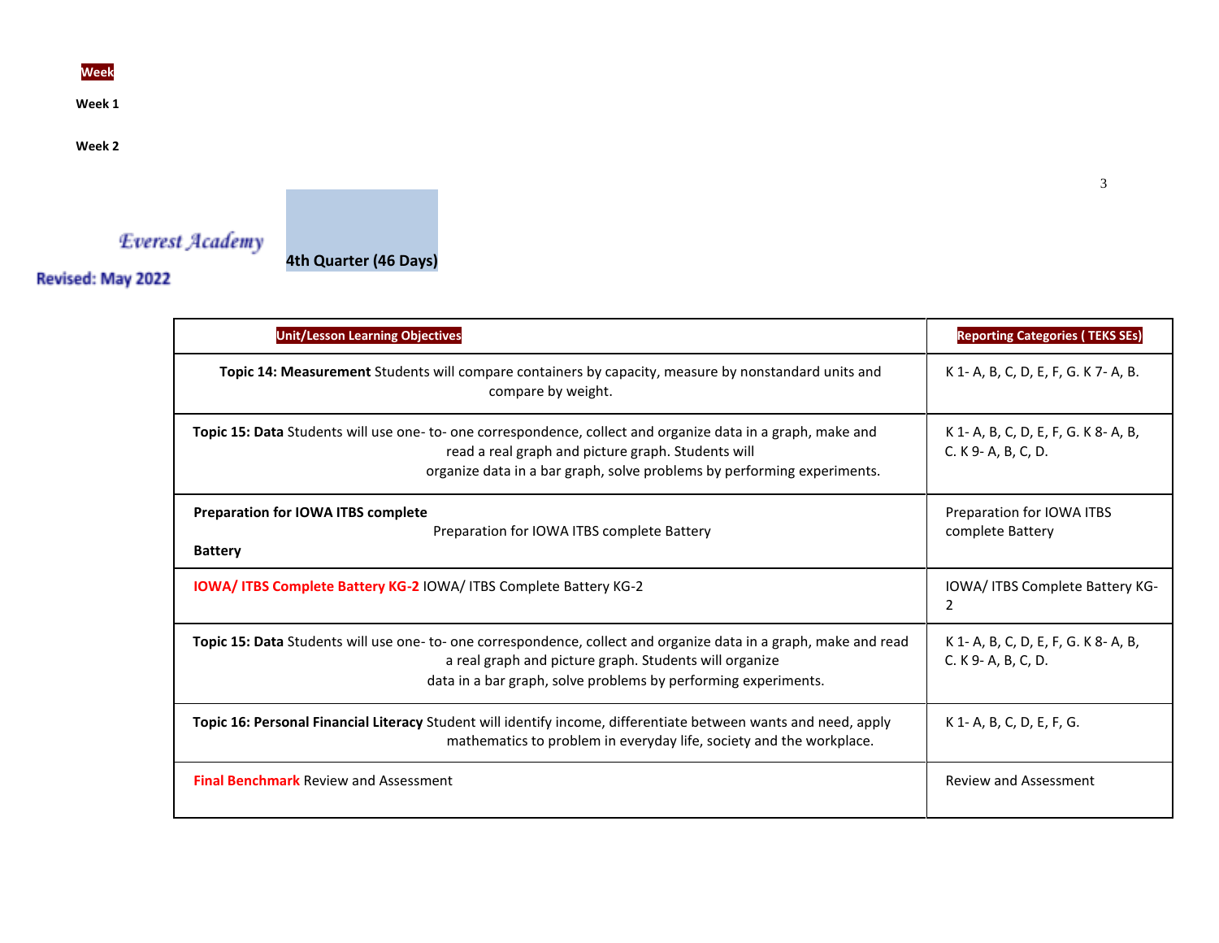Week

Week 1

Week 2

Everest Academy

Revised: May 2022

**4th Quarter (46 Days)**

| Unit/Lesson Learning Objectives | Reporting Categories ( TEKS SEs) |
|---|---|
| **Topic 14: Measurement** Students will compare containers by capacity, measure by nonstandard units and compare by weight. | K 1- A, B, C, D, E, F, G. K 7- A, B. |
| **Topic 15: Data** Students will use one- to- one correspondence, collect and organize data in a graph, make and read a real graph and picture graph. Students will organize data in a bar graph, solve problems by performing experiments. | K 1- A, B, C, D, E, F, G. K 8- A, B, C. K 9- A, B, C, D. |
| **Preparation for IOWA ITBS complete Battery** Preparation for IOWA ITBS complete Battery | Preparation for IOWA ITBS complete Battery |
| **IOWA/ ITBS Complete Battery KG-2** IOWA/ ITBS Complete Battery KG-2 | IOWA/ ITBS Complete Battery KG-2 |
| **Topic 15: Data** Students will use one- to- one correspondence, collect and organize data in a graph, make and read a real graph and picture graph. Students will organize data in a bar graph, solve problems by performing experiments. | K 1- A, B, C, D, E, F, G. K 8- A, B, C. K 9- A, B, C, D. |
| **Topic 16: Personal Financial Literacy** Student will identify income, differentiate between wants and need, apply mathematics to problem in everyday life, society and the workplace. | K 1- A, B, C, D, E, F, G. |
| **Final Benchmark** Review and Assessment | Review and Assessment |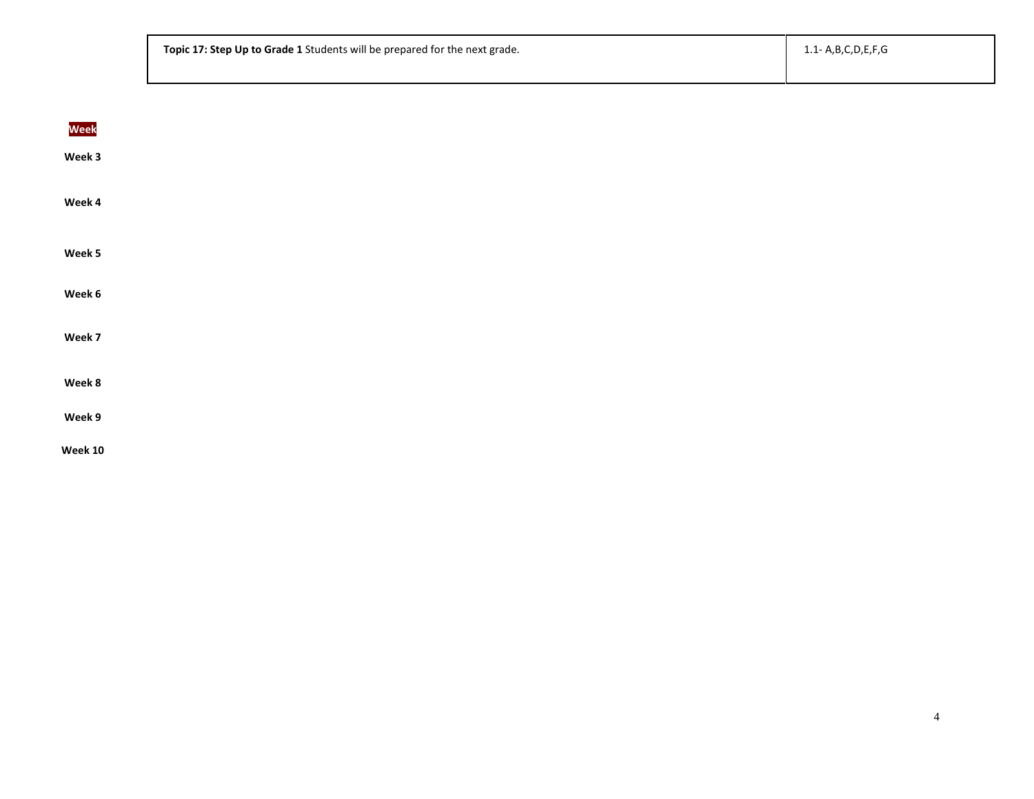| | |
|---|---|
| **Topic 17: Step Up to Grade 1** Students will be prepared for the next grade. | 1.1- A,B,C,D,E,F,G |

**Week**

**Week 3**

**Week 4**

**Week 5**

**Week 6**

**Week 7**

**Week 8**

**Week 9**

**Week 10**